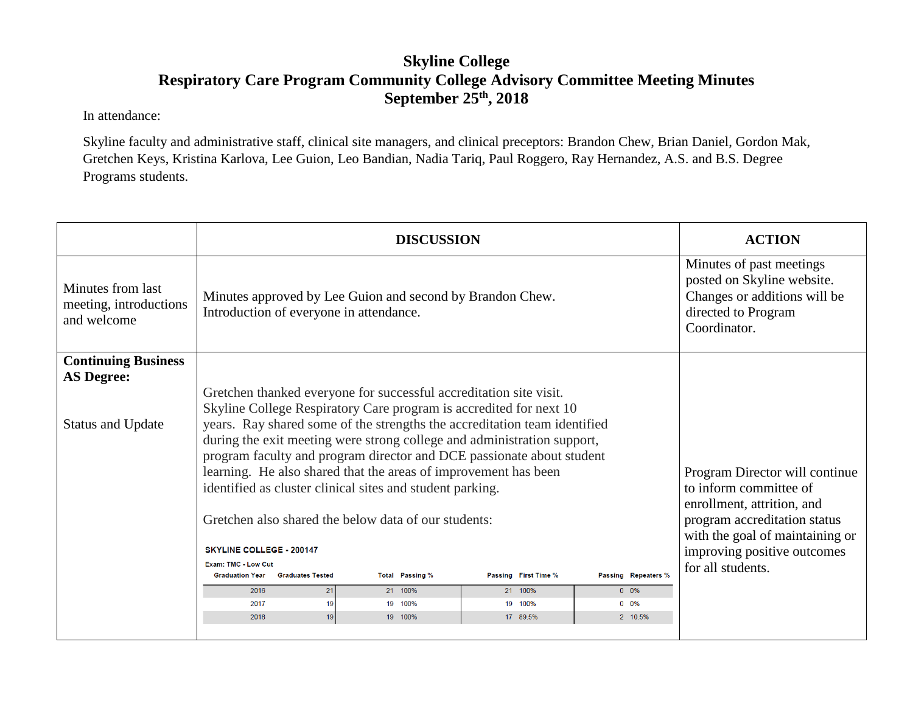# Skyline College
## Respiratory Care Program Community College Advisory Committee Meeting Minutes
## September 25th, 2018

In attendance:

Skyline faculty and administrative staff, clinical site managers, and clinical preceptors: Brandon Chew, Brian Daniel, Gordon Mak, Gretchen Keys, Kristina Karlova, Lee Guion, Leo Bandian, Nadia Tariq, Paul Roggero, Ray Hernandez, A.S. and B.S. Degree Programs students.

| | DISCUSSION | ACTION |
|---|---|---|
| Minutes from last meeting, introductions and welcome | Minutes approved by Lee Guion and second by Brandon Chew.<br>Introduction of everyone in attendance. | Minutes of past meetings posted on Skyline website. Changes or additions will be directed to Program Coordinator. |
| **Continuing Business AS Degree:**<br><br>Status and Update | Gretchen thanked everyone for successful accreditation site visit. Skyline College Respiratory Care program is accredited for next 10 years. Ray shared some of the strengths the accreditation team identified during the exit meeting were strong college and administration support, program faculty and program director and DCE passionate about student learning. He also shared that the areas of improvement has been identified as cluster clinical sites and student parking.<br><br>Gretchen also shared the below data of our students: | Program Director will continue to inform committee of enrollment, attrition, and program accreditation status with the goal of maintaining or improving positive outcomes for all students. |

**SKYLINE COLLEGE - 200147**

Exam: TMC - Low Cut

| Graduation Year | Graduates Tested | Total | Passing % | Passing | First Time % | Passing | Repeaters % |
|---|---|---|---|---|---|---|---|
| 2016 | 21 | 21 | 100% | 21 | 100% | 0 | 0% |
| 2017 | 19 | 19 | 100% | 19 | 100% | 0 | 0% |
| 2018 | 19 | 19 | 100% | 17 | 89.5% | 2 | 10.5% |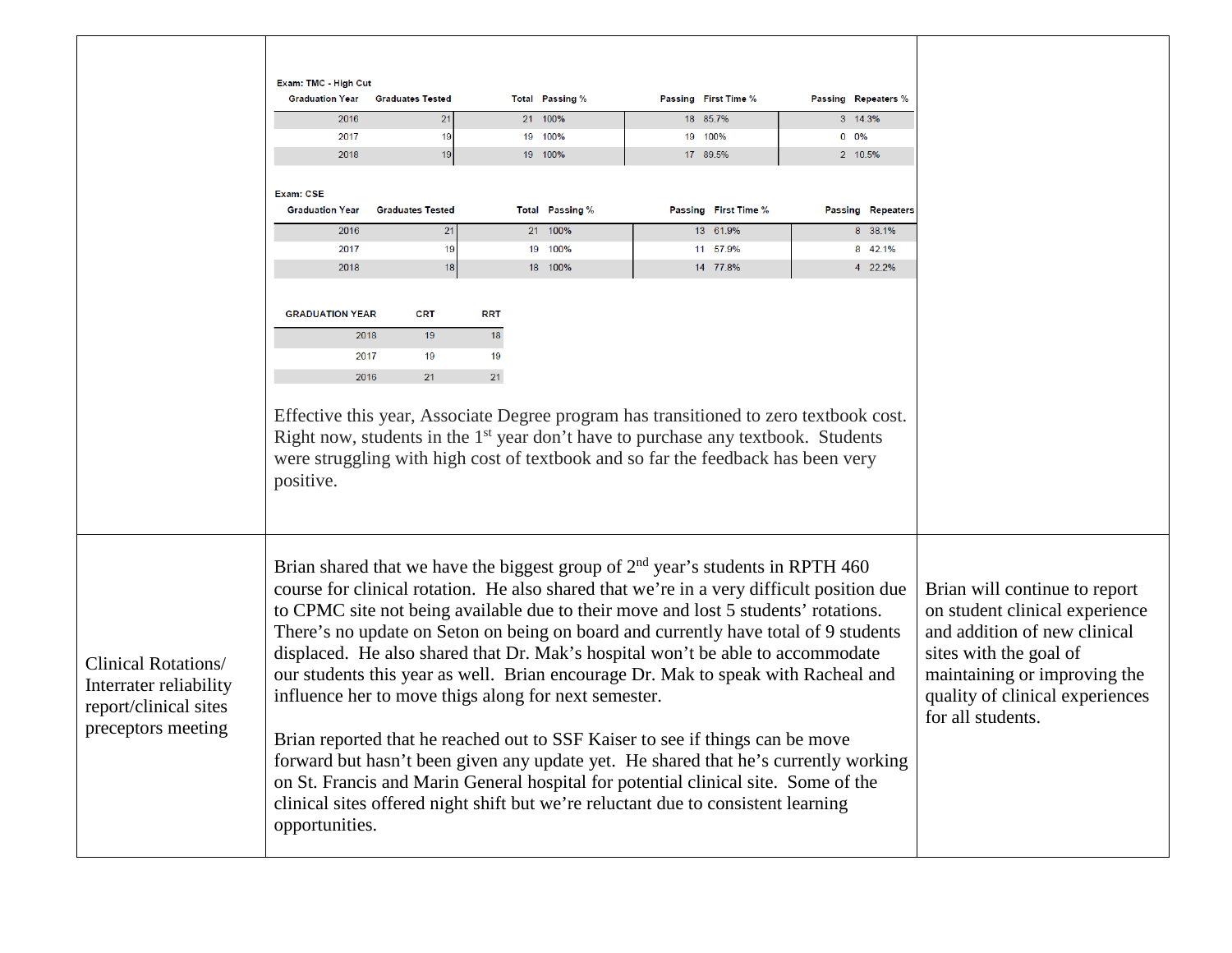| | | |
|---|---|---|
| | **Exam: TMC - High Cut**<br><br>\| Graduation Year \| Graduates Tested \| Total Passing \| Passing % \| First Time Passing \| First Time % \| Repeaters Passing \| Repeaters % \|<br>\|---\|---\|---\|---\|---\|---\|---\|---\|<br>\| 2016 \| 21 \| 21 \| 100% \| 18 \| 85.7% \| 3 \| 14.3% \|<br>\| 2017 \| 19 \| 19 \| 100% \| 19 \| 100% \| 0 \| 0% \|<br>\| 2018 \| 19 \| 19 \| 100% \| 17 \| 89.5% \| 2 \| 10.5% \|<br><br>**Exam: CSE**<br><br>\| Graduation Year \| Graduates Tested \| Total Passing \| Passing % \| First Time Passing \| First Time % \| Repeaters Passing \| Repeaters \|<br>\|---\|---\|---\|---\|---\|---\|---\|---\|<br>\| 2016 \| 21 \| 21 \| 100% \| 13 \| 61.9% \| 8 \| 38.1% \|<br>\| 2017 \| 19 \| 19 \| 100% \| 11 \| 57.9% \| 8 \| 42.1% \|<br>\| 2018 \| 18 \| 18 \| 100% \| 14 \| 77.8% \| 4 \| 22.2% \|<br><br>\| GRADUATION YEAR \| CRT \| RRT \|<br>\|---\|---\|---\|<br>\| 2018 \| 19 \| 18 \|<br>\| 2017 \| 19 \| 19 \|<br>\| 2016 \| 21 \| 21 \|<br><br>Effective this year, Associate Degree program has transitioned to zero textbook cost. Right now, students in the 1st year don't have to purchase any textbook. Students were struggling with high cost of textbook and so far the feedback has been very positive. | |
| Clinical Rotations/ Interrater reliability report/clinical sites preceptors meeting | Brian shared that we have the biggest group of 2nd year's students in RPTH 460 course for clinical rotation. He also shared that we're in a very difficult position due to CPMC site not being available due to their move and lost 5 students' rotations. There's no update on Seton on being on board and currently have total of 9 students displaced. He also shared that Dr. Mak's hospital won't be able to accommodate our students this year as well. Brian encourage Dr. Mak to speak with Racheal and influence her to move thigs along for next semester.<br><br>Brian reported that he reached out to SSF Kaiser to see if things can be move forward but hasn't been given any update yet. He shared that he's currently working on St. Francis and Marin General hospital for potential clinical site. Some of the clinical sites offered night shift but we're reluctant due to consistent learning opportunities. | Brian will continue to report on student clinical experience and addition of new clinical sites with the goal of maintaining or improving the quality of clinical experiences for all students. |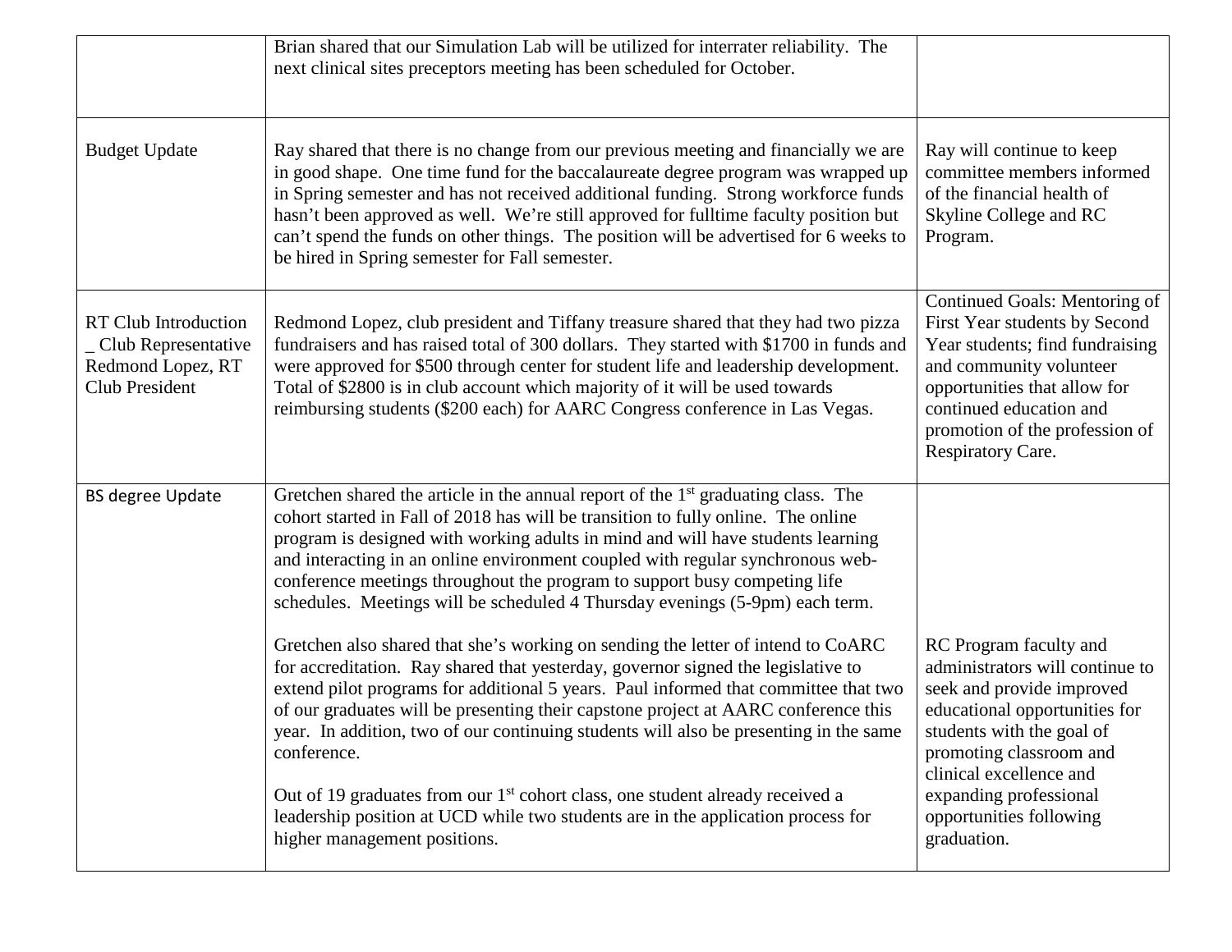| | | |
|---|---|---|
| | Brian shared that our Simulation Lab will be utilized for interrater reliability. The next clinical sites preceptors meeting has been scheduled for October. | |
| Budget Update | Ray shared that there is no change from our previous meeting and financially we are in good shape. One time fund for the baccalaureate degree program was wrapped up in Spring semester and has not received additional funding. Strong workforce funds hasn't been approved as well. We're still approved for fulltime faculty position but can't spend the funds on other things. The position will be advertised for 6 weeks to be hired in Spring semester for Fall semester. | Ray will continue to keep committee members informed of the financial health of Skyline College and RC Program. |
| RT Club Introduction _ Club Representative Redmond Lopez, RT Club President | Redmond Lopez, club president and Tiffany treasure shared that they had two pizza fundraisers and has raised total of 300 dollars. They started with $1700 in funds and were approved for $500 through center for student life and leadership development. Total of $2800 is in club account which majority of it will be used towards reimbursing students ($200 each) for AARC Congress conference in Las Vegas. | Continued Goals: Mentoring of First Year students by Second Year students; find fundraising and community volunteer opportunities that allow for continued education and promotion of the profession of Respiratory Care. |
| BS degree Update | Gretchen shared the article in the annual report of the 1st graduating class. The cohort started in Fall of 2018 has will be transition to fully online. The online program is designed with working adults in mind and will have students learning and interacting in an online environment coupled with regular synchronous web-conference meetings throughout the program to support busy competing life schedules. Meetings will be scheduled 4 Thursday evenings (5-9pm) each term.<br><br>Gretchen also shared that she's working on sending the letter of intend to CoARC for accreditation. Ray shared that yesterday, governor signed the legislative to extend pilot programs for additional 5 years. Paul informed that committee that two of our graduates will be presenting their capstone project at AARC conference this year. In addition, two of our continuing students will also be presenting in the same conference.<br><br>Out of 19 graduates from our 1st cohort class, one student already received a leadership position at UCD while two students are in the application process for higher management positions. | RC Program faculty and administrators will continue to seek and provide improved educational opportunities for students with the goal of promoting classroom and clinical excellence and expanding professional opportunities following graduation. |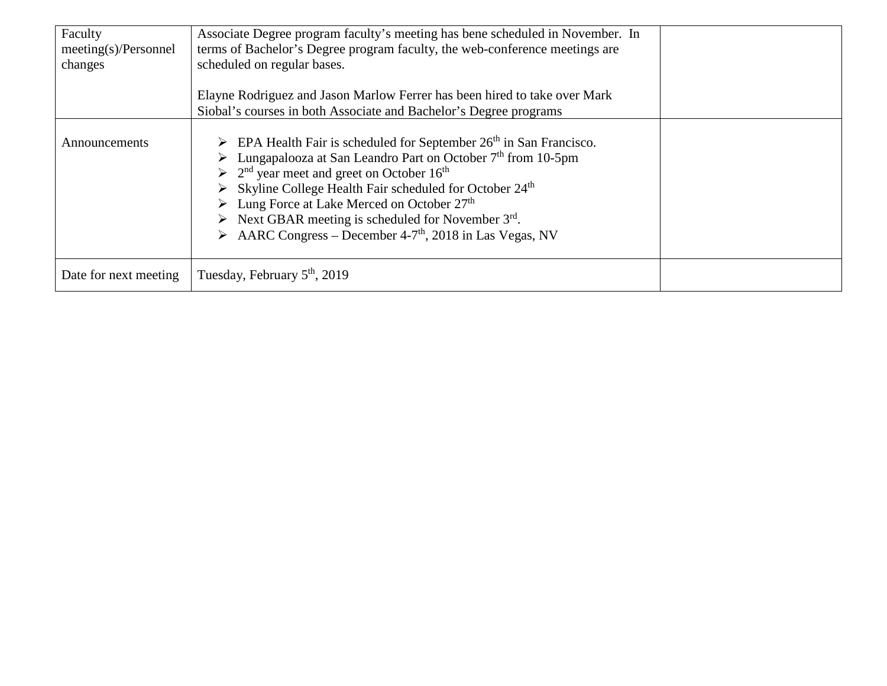| | | |
|---|---|---|
| Faculty meeting(s)/Personnel changes | Associate Degree program faculty's meeting has bene scheduled in November. In terms of Bachelor's Degree program faculty, the web-conference meetings are scheduled on regular bases.<br><br>Elayne Rodriguez and Jason Marlow Ferrer has been hired to take over Mark Siobal's courses in both Associate and Bachelor's Degree programs | |
| Announcements | ➢ EPA Health Fair is scheduled for September 26th in San Francisco.<br>➢ Lungapalooza at San Leandro Part on October 7th from 10-5pm<br>➢ 2nd year meet and greet on October 16th<br>➢ Skyline College Health Fair scheduled for October 24th<br>➢ Lung Force at Lake Merced on October 27th<br>➢ Next GBAR meeting is scheduled for November 3rd.<br>➢ AARC Congress – December 4-7th, 2018 in Las Vegas, NV | |
| Date for next meeting | Tuesday, February 5th, 2019 | |